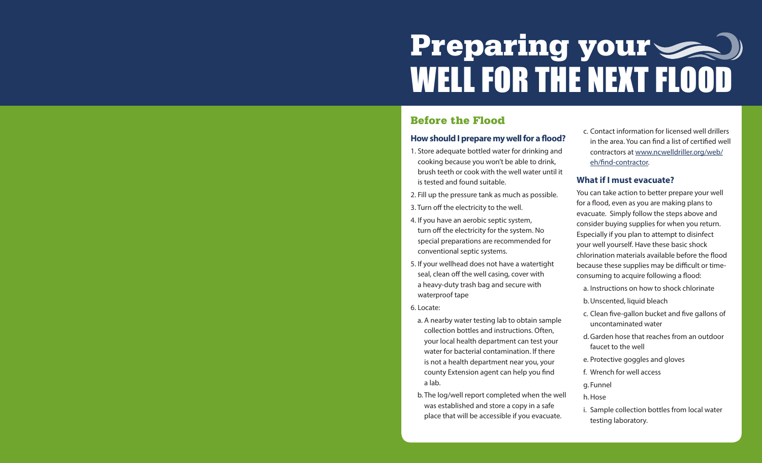# Preparing your WELL FOR THE NEXT FLOOD

## Before the Flood

### How should I prepare my well for a flood?

1. Store adequate bottled water for drinking and cooking because you won't be able to drink, brush teeth or cook with the well water until it is tested and found suitable.
2. Fill up the pressure tank as much as possible.
3. Turn off the electricity to the well.
4. If you have an aerobic septic system, turn off the electricity for the system. No special preparations are recommended for conventional septic systems.
5. If your wellhead does not have a watertight seal, clean off the well casing, cover with a heavy-duty trash bag and secure with waterproof tape
6. Locate:
   - a. A nearby water testing lab to obtain sample collection bottles and instructions. Often, your local health department can test your water for bacterial contamination. If there is not a health department near you, your county Extension agent can help you find a lab.
   - b. The log/well report completed when the well was established and store a copy in a safe place that will be accessible if you evacuate.
   - c. Contact information for licensed well drillers in the area. You can find a list of certified well contractors at www.ncwelldriller.org/web/eh/find-contractor.

### What if I must evacuate?

You can take action to better prepare your well for a flood, even as you are making plans to evacuate. Simply follow the steps above and consider buying supplies for when you return. Especially if you plan to attempt to disinfect your well yourself. Have these basic shock chlorination materials available before the flood because these supplies may be difficult or time-consuming to acquire following a flood:

- a. Instructions on how to shock chlorinate
- b. Unscented, liquid bleach
- c. Clean five-gallon bucket and five gallons of uncontaminated water
- d. Garden hose that reaches from an outdoor faucet to the well
- e. Protective goggles and gloves
- f. Wrench for well access
- g. Funnel
- h. Hose
- i. Sample collection bottles from local water testing laboratory.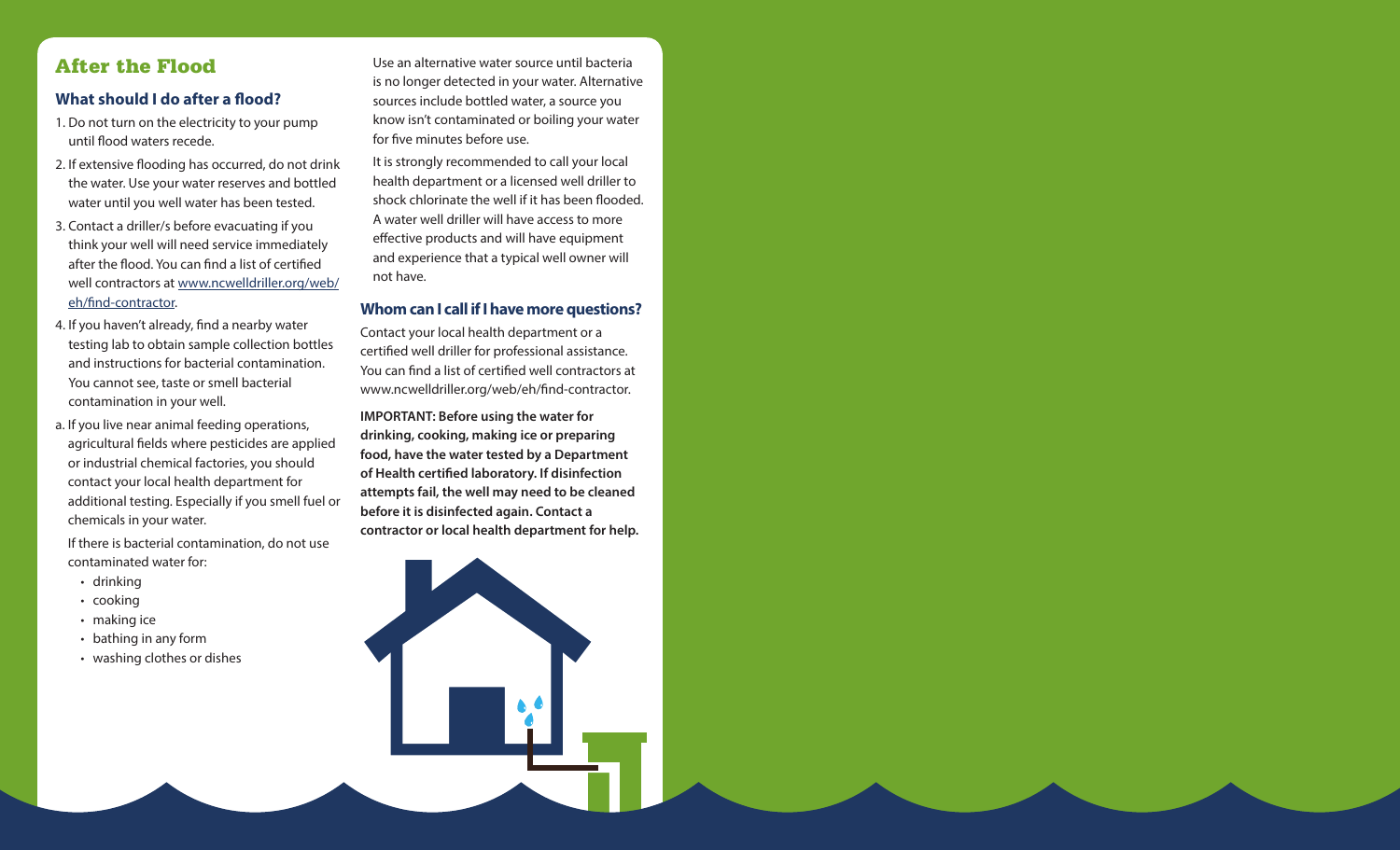## After the Flood

### What should I do after a flood?

1. Do not turn on the electricity to your pump until flood waters recede.
2. If extensive flooding has occurred, do not drink the water. Use your water reserves and bottled water until you well water has been tested.
3. Contact a driller/s before evacuating if you think your well will need service immediately after the flood. You can find a list of certified well contractors at [www.ncwelldriller.org/web/eh/find-contractor](www.ncwelldriller.org/web/eh/find-contractor).
4. If you haven't already, find a nearby water testing lab to obtain sample collection bottles and instructions for bacterial contamination. You cannot see, taste or smell bacterial contamination in your well.

a. If you live near animal feeding operations, agricultural fields where pesticides are applied or industrial chemical factories, you should contact your local health department for additional testing. Especially if you smell fuel or chemicals in your water.

If there is bacterial contamination, do not use contaminated water for:

- drinking
- cooking
- making ice
- bathing in any form
- washing clothes or dishes

Use an alternative water source until bacteria is no longer detected in your water. Alternative sources include bottled water, a source you know isn't contaminated or boiling your water for five minutes before use.

It is strongly recommended to call your local health department or a licensed well driller to shock chlorinate the well if it has been flooded. A water well driller will have access to more effective products and will have equipment and experience that a typical well owner will not have.

### Whom can I call if I have more questions?

Contact your local health department or a certified well driller for professional assistance. You can find a list of certified well contractors at www.ncwelldriller.org/web/eh/find-contractor.

**IMPORTANT: Before using the water for drinking, cooking, making ice or preparing food, have the water tested by a Department of Health certified laboratory. If disinfection attempts fail, the well may need to be cleaned before it is disinfected again. Contact a contractor or local health department for help.**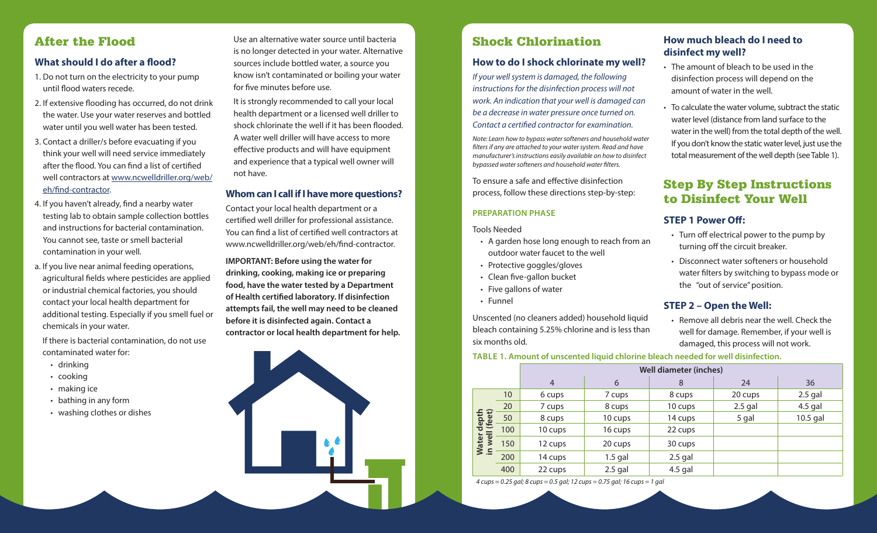## After the Flood

### What should I do after a flood?

1. Do not turn on the electricity to your pump until flood waters recede.
2. If extensive flooding has occurred, do not drink the water. Use your water reserves and bottled water until you well water has been tested.
3. Contact a driller/s before evacuating if you think your well will need service immediately after the flood. You can find a list of certified well contractors at www.ncwelldriller.org/web/eh/find-contractor.
4. If you haven't already, find a nearby water testing lab to obtain sample collection bottles and instructions for bacterial contamination. You cannot see, taste or smell bacterial contamination in your well.

a. If you live near animal feeding operations, agricultural fields where pesticides are applied or industrial chemical factories, you should contact your local health department for additional testing. Especially if you smell fuel or chemicals in your water.

If there is bacterial contamination, do not use contaminated water for:

- drinking
- cooking
- making ice
- bathing in any form
- washing clothes or dishes

Use an alternative water source until bacteria is no longer detected in your water. Alternative sources include bottled water, a source you know isn't contaminated or boiling your water for five minutes before use.

It is strongly recommended to call your local health department or a licensed well driller to shock chlorinate the well if it has been flooded. A water well driller will have access to more effective products and will have equipment and experience that a typical well owner will not have.

### Whom can I call if I have more questions?

Contact your local health department or a certified well driller for professional assistance. You can find a list of certified well contractors at www.ncwelldriller.org/web/eh/find-contractor.

**IMPORTANT: Before using the water for drinking, cooking, making ice or preparing food, have the water tested by a Department of Health certified laboratory. If disinfection attempts fail, the well may need to be cleaned before it is disinfected again. Contact a contractor or local health department for help.**

## Shock Chlorination

### How to do I shock chlorinate my well?

*If your well system is damaged, the following instructions for the disinfection process will not work. An indication that your well is damaged can be a decrease in water pressure once turned on. Contact a certified contractor for examination.*

*Note: Learn how to bypass water softeners and household water filters if any are attached to your water system. Read and have manufacturer's instructions easily available on how to disinfect bypassed water softeners and household water filters.*

To ensure a safe and effective disinfection process, follow these directions step-by-step:

#### PREPARATION PHASE

Tools Needed

- A garden hose long enough to reach from an outdoor water faucet to the well
- Protective goggles/gloves
- Clean five-gallon bucket
- Five gallons of water
- Funnel

Unscented (no cleaners added) household liquid bleach containing 5.25% chlorine and is less than six months old.

### How much bleach do I need to disinfect my well?

- The amount of bleach to be used in the disinfection process will depend on the amount of water in the well.
- To calculate the water volume, subtract the static water level (distance from land surface to the water in the well) from the total depth of the well. If you don't know the static water level, just use the total measurement of the well depth (see Table 1).

## Step By Step Instructions to Disinfect Your Well

### STEP 1 Power Off:

- Turn off electrical power to the pump by turning off the circuit breaker.
- Disconnect water softeners or household water filters by switching to bypass mode or the "out of service" position.

### STEP 2 – Open the Well:

- Remove all debris near the well. Check the well for damage. Remember, if your well is damaged, this process will not work.

**TABLE 1. Amount of unscented liquid chlorine bleach needed for well disinfection.**

| Water depth in well (feet) | Well diameter (inches) | | | | |
|---|---|---|---|---|---|
| | 4 | 6 | 8 | 24 | 36 |
| 10 | 6 cups | 7 cups | 8 cups | 20 cups | 2.5 gal |
| 20 | 7 cups | 8 cups | 10 cups | 2.5 gal | 4.5 gal |
| 50 | 8 cups | 10 cups | 14 cups | 5 gal | 10.5 gal |
| 100 | 10 cups | 16 cups | 22 cups | | |
| 150 | 12 cups | 20 cups | 30 cups | | |
| 200 | 14 cups | 1.5 gal | 2.5 gal | | |
| 400 | 22 cups | 2.5 gal | 4.5 gal | | |

*4 cups = 0.25 gal; 8 cups = 0.5 gal; 12 cups = 0.75 gal; 16 cups = 1 gal*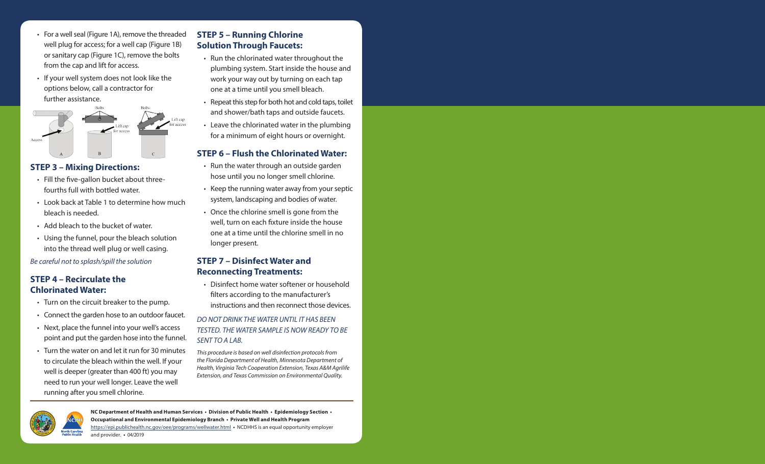- For a well seal (Figure 1A), remove the threaded well plug for access; for a well cap (Figure 1B) or sanitary cap (Figure 1C), remove the bolts from the cap and lift for access.
- If your well system does not look like the options below, call a contractor for further assistance.

Access

A

Bolts

Lift cap for access

B

Bolts

Lift cap for access

C

### STEP 3 – Mixing Directions:

- Fill the five-gallon bucket about three-fourths full with bottled water.
- Look back at Table 1 to determine how much bleach is needed.
- Add bleach to the bucket of water.
- Using the funnel, pour the bleach solution into the thread well plug or well casing.

*Be careful not to splash/spill the solution*

### STEP 4 – Recirculate the Chlorinated Water:

- Turn on the circuit breaker to the pump.
- Connect the garden hose to an outdoor faucet.
- Next, place the funnel into your well's access point and put the garden hose into the funnel.
- Turn the water on and let it run for 30 minutes to circulate the bleach within the well. If your well is deeper (greater than 400 ft) you may need to run your well longer. Leave the well running after you smell chlorine.

### STEP 5 – Running Chlorine Solution Through Faucets:

- Run the chlorinated water throughout the plumbing system. Start inside the house and work your way out by turning on each tap one at a time until you smell bleach.
- Repeat this step for both hot and cold taps, toilet and shower/bath taps and outside faucets.
- Leave the chlorinated water in the plumbing for a minimum of eight hours or overnight.

### STEP 6 – Flush the Chlorinated Water:

- Run the water through an outside garden hose until you no longer smell chlorine.
- Keep the running water away from your septic system, landscaping and bodies of water.
- Once the chlorine smell is gone from the well, turn on each fixture inside the house one at a time until the chlorine smell in no longer present.

### STEP 7 – Disinfect Water and Reconnecting Treatments:

- Disinfect home water softener or household filters according to the manufacturer's instructions and then reconnect those devices.

*DO NOT DRINK THE WATER UNTIL IT HAS BEEN TESTED. THE WATER SAMPLE IS NOW READY TO BE SENT TO A LAB.*

*This procedure is based on well disinfection protocols from the Florida Department of Health, Minnesota Department of Health, Virginia Tech Cooperation Extension, Texas A&M Agrilife Extension, and Texas Commission on Environmental Quality.*

**NC Department of Health and Human Services • Division of Public Health • Epidemiology Section • Occupational and Environmental Epidemiology Branch • Private Well and Health Program**
https://epi.publichealth.nc.gov/oee/programs/wellwater.html • NCDHHS is an equal opportunity employer and provider. • 04/2019